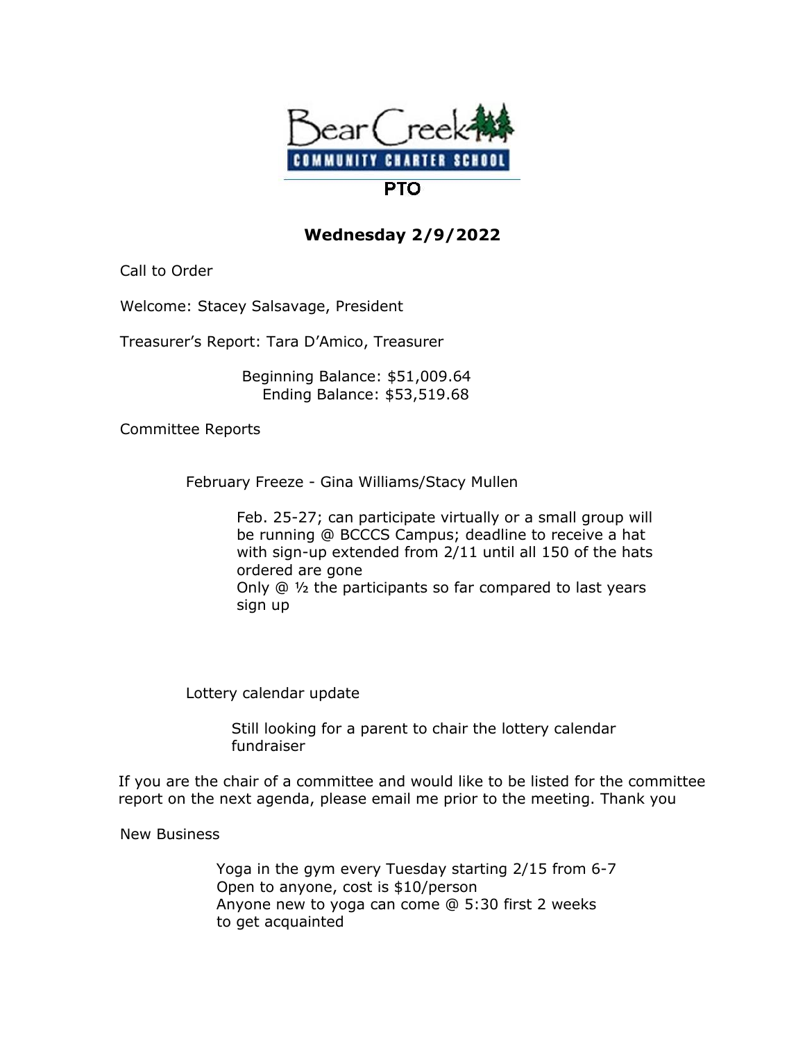Bear Creek COMMUNITY CHARTER SCHOOL

PTO

**Wednesday 2/9/2022**

Call to Order

Welcome: Stacey Salsavage, President

Treasurer's Report: Tara D'Amico, Treasurer

Beginning Balance: $51,009.64
Ending Balance: $53,519.68

Committee Reports

February Freeze - Gina Williams/Stacy Mullen

Feb. 25-27; can participate virtually or a small group will be running @ BCCCS Campus; deadline to receive a hat with sign-up extended from 2/11 until all 150 of the hats ordered are gone
Only @ ½ the participants so far compared to last years sign up

Lottery calendar update

Still looking for a parent to chair the lottery calendar fundraiser

If you are the chair of a committee and would like to be listed for the committee report on the next agenda, please email me prior to the meeting. Thank you

New Business

Yoga in the gym every Tuesday starting 2/15 from 6-7
Open to anyone, cost is $10/person
Anyone new to yoga can come @ 5:30 first 2 weeks to get acquainted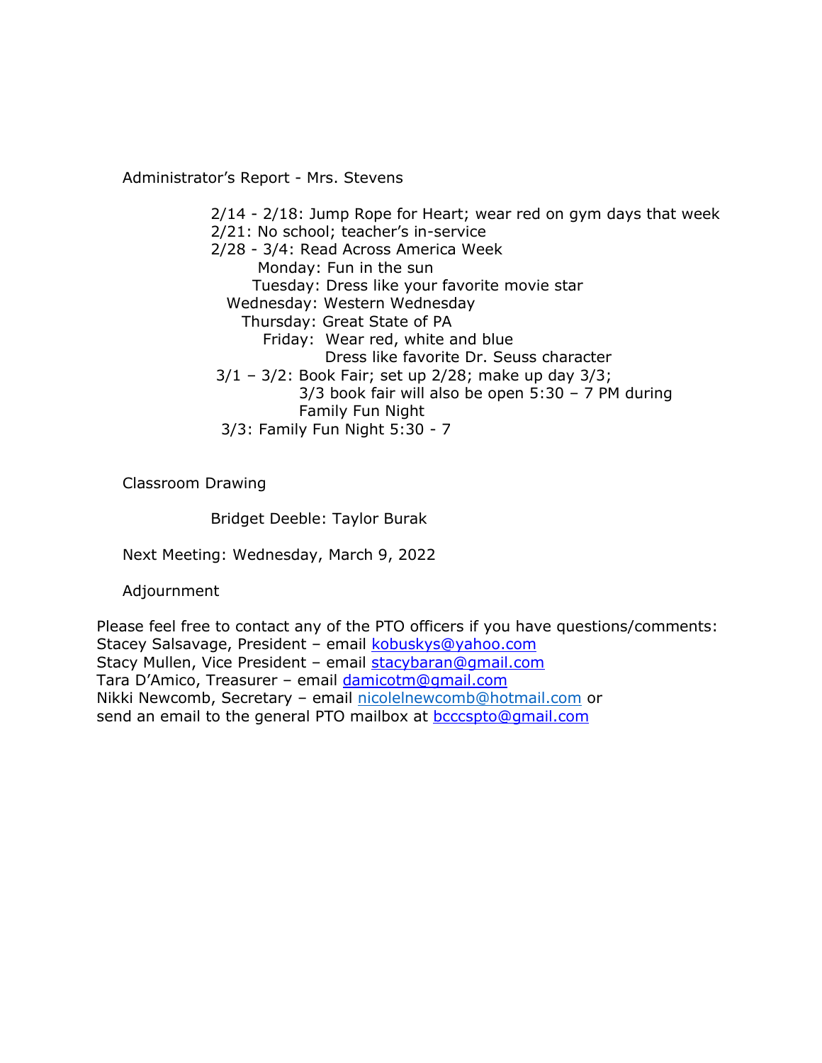Administrator's Report - Mrs. Stevens

- 2/14 - 2/18: Jump Rope for Heart; wear red on gym days that week
- 2/21: No school; teacher's in-service
- 2/28 - 3/4: Read Across America Week
  - Monday: Fun in the sun
  - Tuesday: Dress like your favorite movie star
  - Wednesday: Western Wednesday
  - Thursday: Great State of PA
  - Friday: Wear red, white and blue
    Dress like favorite Dr. Seuss character
- 3/1 – 3/2: Book Fair; set up 2/28; make up day 3/3;
  3/3 book fair will also be open 5:30 – 7 PM during
  Family Fun Night
- 3/3: Family Fun Night 5:30 - 7

Classroom Drawing

Bridget Deeble: Taylor Burak

Next Meeting: Wednesday, March 9, 2022

Adjournment

Please feel free to contact any of the PTO officers if you have questions/comments:
Stacey Salsavage, President – email kobuskys@yahoo.com
Stacy Mullen, Vice President – email stacybaran@gmail.com
Tara D'Amico, Treasurer – email damicotm@gmail.com
Nikki Newcomb, Secretary – email nicolelnewcomb@hotmail.com or
send an email to the general PTO mailbox at bcccspto@gmail.com